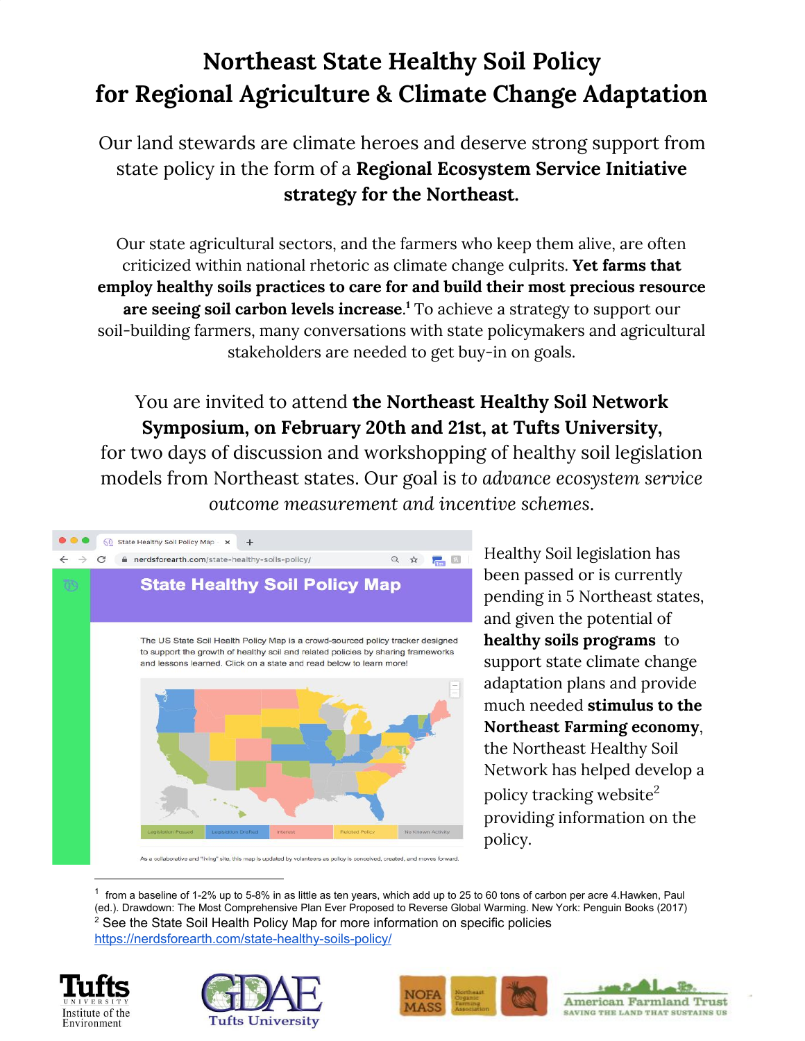# Northeast State Healthy Soil Policy for Regional Agriculture & Climate Change Adaptation

Our land stewards are climate heroes and deserve strong support from state policy in the form of a **Regional Ecosystem Service Initiative strategy for the Northeast.**

Our state agricultural sectors, and the farmers who keep them alive, are often criticized within national rhetoric as climate change culprits. **Yet farms that employ healthy soils practices to care for and build their most precious resource are seeing soil carbon levels increase.**[1] To achieve a strategy to support our soil-building farmers, many conversations with state policymakers and agricultural stakeholders are needed to get buy-in on goals.

You are invited to attend **the Northeast Healthy Soil Network Symposium, on February 20th and 21st, at Tufts University,** for two days of discussion and workshopping of healthy soil legislation models from Northeast states. Our goal is *to advance ecosystem service outcome measurement and incentive schemes.*

Healthy Soil legislation has been passed or is currently pending in 5 Northeast states, and given the potential of **healthy soils programs** to support state climate change adaptation plans and provide much needed **stimulus to the Northeast Farming economy**, the Northeast Healthy Soil Network has helped develop a policy tracking website[2] providing information on the policy.

---

[1] from a baseline of 1-2% up to 5-8% in as little as ten years, which add up to 25 to 60 tons of carbon per acre 4.Hawken, Paul (ed.). Drawdown: The Most Comprehensive Plan Ever Proposed to Reverse Global Warming. New York: Penguin Books (2017)

[2] See the State Soil Health Policy Map for more information on specific policies https://nerdsforearth.com/state-healthy-soils-policy/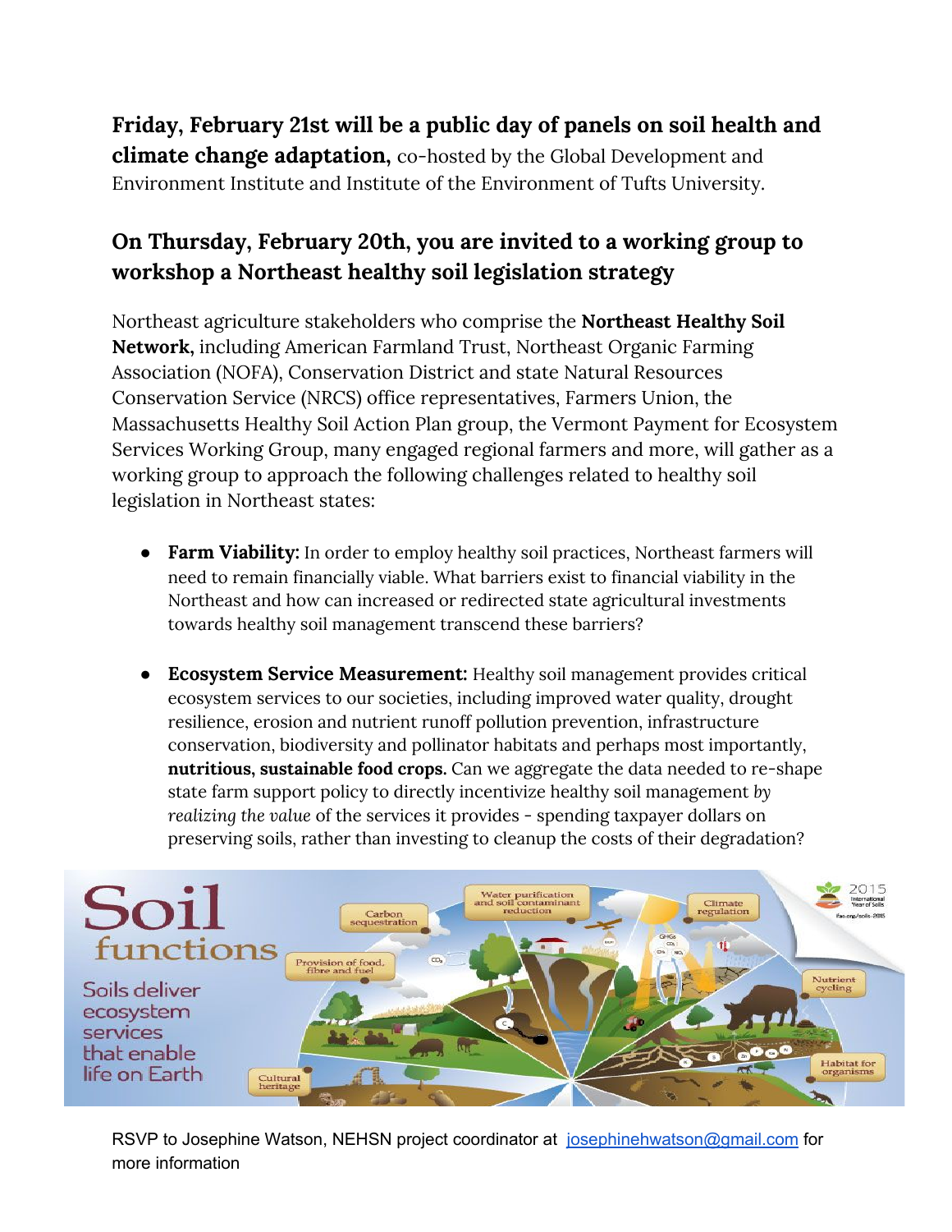**Friday, February 21st will be a public day of panels on soil health and climate change adaptation,** co-hosted by the Global Development and Environment Institute and Institute of the Environment of Tufts University.

## On Thursday, February 20th, you are invited to a working group to workshop a Northeast healthy soil legislation strategy

Northeast agriculture stakeholders who comprise the **Northeast Healthy Soil Network,** including American Farmland Trust, Northeast Organic Farming Association (NOFA), Conservation District and state Natural Resources Conservation Service (NRCS) office representatives, Farmers Union, the Massachusetts Healthy Soil Action Plan group, the Vermont Payment for Ecosystem Services Working Group, many engaged regional farmers and more, will gather as a working group to approach the following challenges related to healthy soil legislation in Northeast states:

- **Farm Viability:** In order to employ healthy soil practices, Northeast farmers will need to remain financially viable. What barriers exist to financial viability in the Northeast and how can increased or redirected state agricultural investments towards healthy soil management transcend these barriers?

- **Ecosystem Service Measurement:** Healthy soil management provides critical ecosystem services to our societies, including improved water quality, drought resilience, erosion and nutrient runoff pollution prevention, infrastructure conservation, biodiversity and pollinator habitats and perhaps most importantly, **nutritious, sustainable food crops.** Can we aggregate the data needed to re-shape state farm support policy to directly incentivize healthy soil management *by realizing the value* of the services it provides - spending taxpayer dollars on preserving soils, rather than investing to cleanup the costs of their degradation?

RSVP to Josephine Watson, NEHSN project coordinator at [josephinehwatson@gmail.com](mailto:josephinehwatson@gmail.com) for more information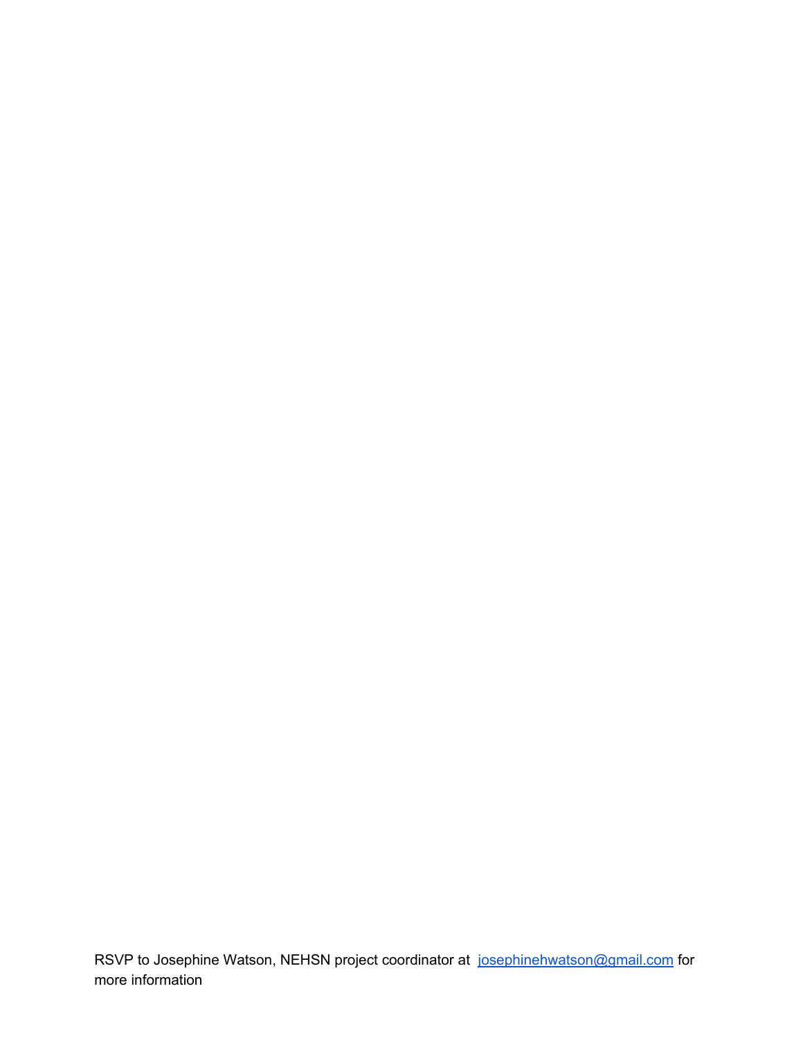RSVP to Josephine Watson, NEHSN project coordinator at [josephinehwatson@gmail.com](mailto:josephinehwatson@gmail.com) for more information